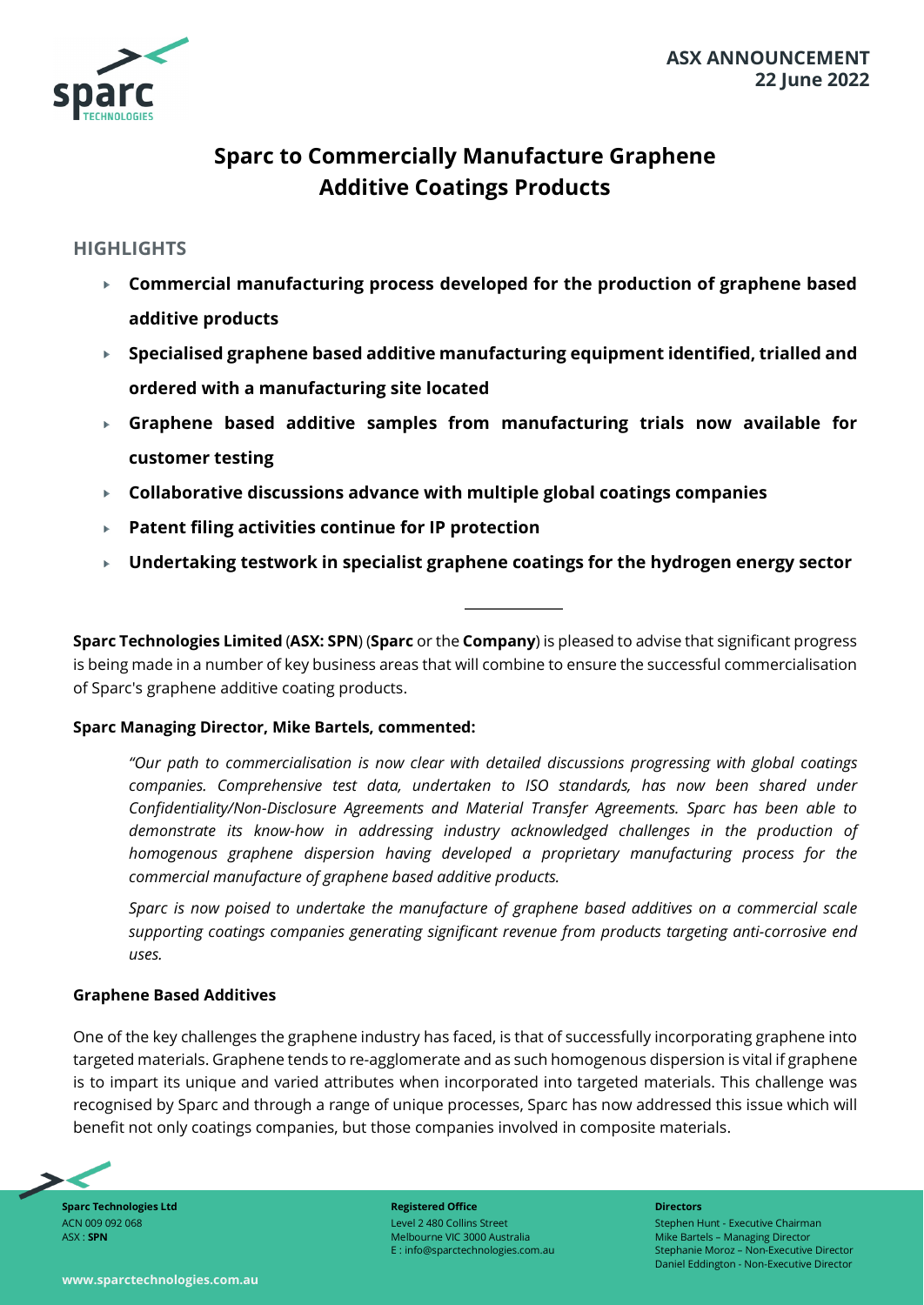**ASX ANNOUNCEMENT**
**22 June 2022**

# Sparc to Commercially Manufacture Graphene Additive Coatings Products

## HIGHLIGHTS

- **Commercial manufacturing process developed for the production of graphene based additive products**
- **Specialised graphene based additive manufacturing equipment identified, trialled and ordered with a manufacturing site located**
- **Graphene based additive samples from manufacturing trials now available for customer testing**
- **Collaborative discussions advance with multiple global coatings companies**
- **Patent filing activities continue for IP protection**
- **Undertaking testwork in specialist graphene coatings for the hydrogen energy sector**

---

**Sparc Technologies Limited** (**ASX: SPN**) (**Sparc** or the **Company**) is pleased to advise that significant progress is being made in a number of key business areas that will combine to ensure the successful commercialisation of Sparc's graphene additive coating products.

**Sparc Managing Director, Mike Bartels, commented:**

> *"Our path to commercialisation is now clear with detailed discussions progressing with global coatings companies. Comprehensive test data, undertaken to ISO standards, has now been shared under Confidentiality/Non-Disclosure Agreements and Material Transfer Agreements. Sparc has been able to demonstrate its know-how in addressing industry acknowledged challenges in the production of homogenous graphene dispersion having developed a proprietary manufacturing process for the commercial manufacture of graphene based additive products.*
>
> *Sparc is now poised to undertake the manufacture of graphene based additives on a commercial scale supporting coatings companies generating significant revenue from products targeting anti-corrosive end uses.*

**Graphene Based Additives**

One of the key challenges the graphene industry has faced, is that of successfully incorporating graphene into targeted materials. Graphene tends to re-agglomerate and as such homogenous dispersion is vital if graphene is to impart its unique and varied attributes when incorporated into targeted materials. This challenge was recognised by Sparc and through a range of unique processes, Sparc has now addressed this issue which will benefit not only coatings companies, but those companies involved in composite materials.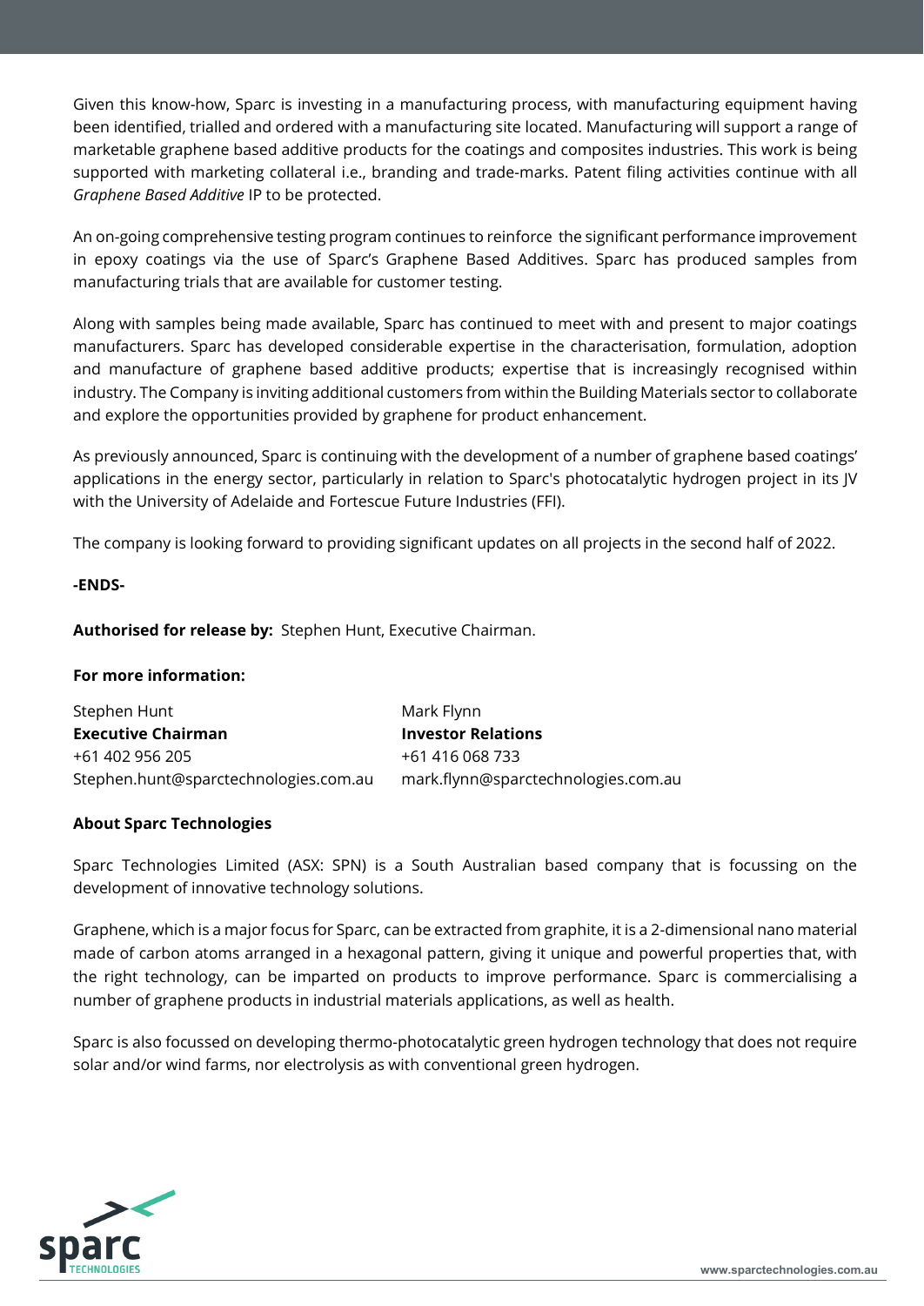Given this know-how, Sparc is investing in a manufacturing process, with manufacturing equipment having been identified, trialled and ordered with a manufacturing site located. Manufacturing will support a range of marketable graphene based additive products for the coatings and composites industries. This work is being supported with marketing collateral i.e., branding and trade-marks. Patent filing activities continue with all *Graphene Based Additive* IP to be protected.

An on-going comprehensive testing program continues to reinforce the significant performance improvement in epoxy coatings via the use of Sparc's Graphene Based Additives. Sparc has produced samples from manufacturing trials that are available for customer testing.

Along with samples being made available, Sparc has continued to meet with and present to major coatings manufacturers. Sparc has developed considerable expertise in the characterisation, formulation, adoption and manufacture of graphene based additive products; expertise that is increasingly recognised within industry. The Company is inviting additional customers from within the Building Materials sector to collaborate and explore the opportunities provided by graphene for product enhancement.

As previously announced, Sparc is continuing with the development of a number of graphene based coatings' applications in the energy sector, particularly in relation to Sparc's photocatalytic hydrogen project in its JV with the University of Adelaide and Fortescue Future Industries (FFI).

The company is looking forward to providing significant updates on all projects in the second half of 2022.

**-ENDS-**

**Authorised for release by:** Stephen Hunt, Executive Chairman.

**For more information:**

Stephen Hunt
**Executive Chairman**
+61 402 956 205
Stephen.hunt@sparctechnologies.com.au

Mark Flynn
**Investor Relations**
+61 416 068 733
mark.flynn@sparctechnologies.com.au

**About Sparc Technologies**

Sparc Technologies Limited (ASX: SPN) is a South Australian based company that is focussing on the development of innovative technology solutions.

Graphene, which is a major focus for Sparc, can be extracted from graphite, it is a 2-dimensional nano material made of carbon atoms arranged in a hexagonal pattern, giving it unique and powerful properties that, with the right technology, can be imparted on products to improve performance. Sparc is commercialising a number of graphene products in industrial materials applications, as well as health.

Sparc is also focussed on developing thermo-photocatalytic green hydrogen technology that does not require solar and/or wind farms, nor electrolysis as with conventional green hydrogen.